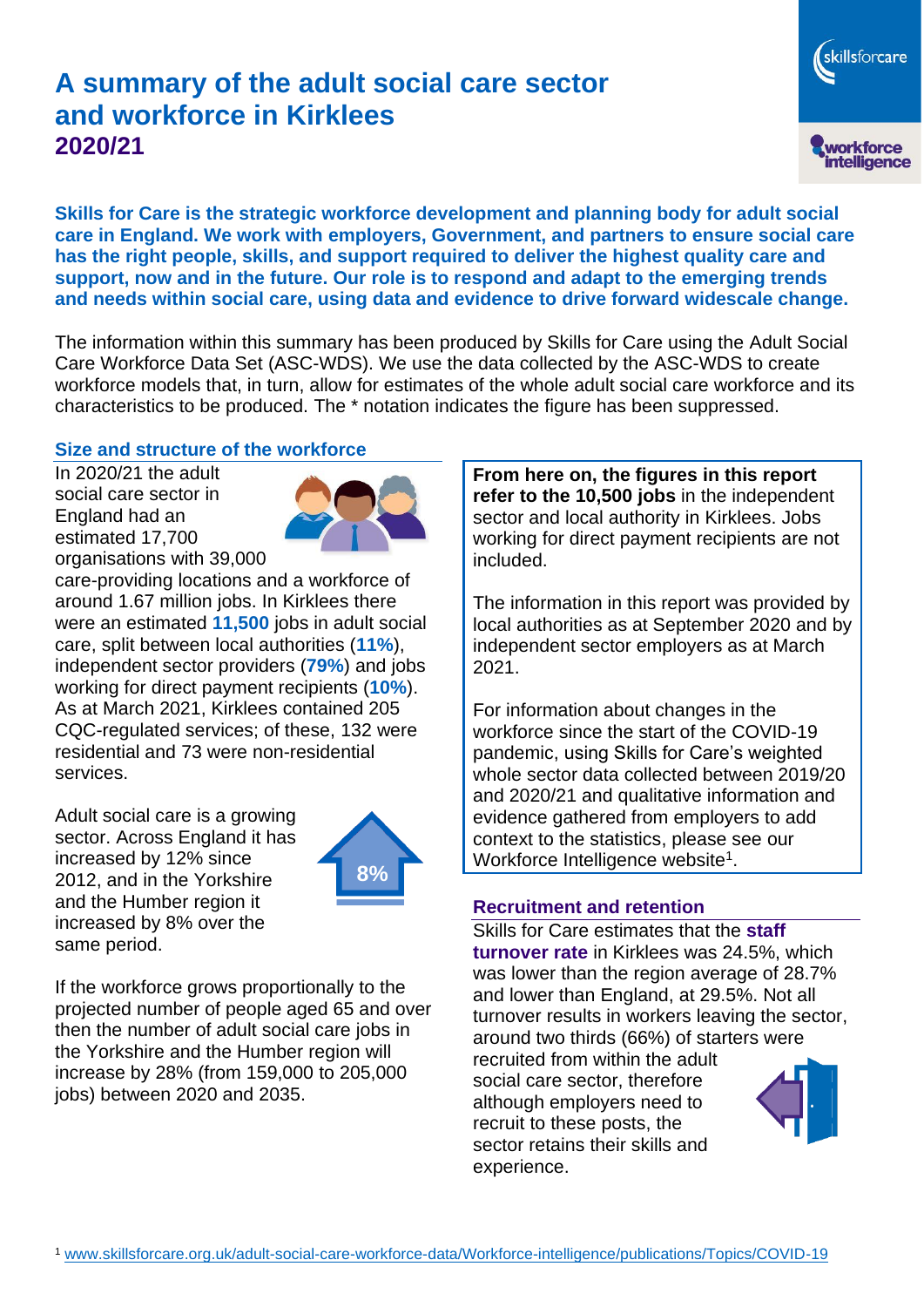# A summary of the adult social care sector and workforce in Kirklees
## 2020/21

**Skills for Care is the strategic workforce development and planning body for adult social care in England. We work with employers, Government, and partners to ensure social care has the right people, skills, and support required to deliver the highest quality care and support, now and in the future. Our role is to respond and adapt to the emerging trends and needs within social care, using data and evidence to drive forward widescale change.**

The information within this summary has been produced by Skills for Care using the Adult Social Care Workforce Data Set (ASC-WDS). We use the data collected by the ASC-WDS to create workforce models that, in turn, allow for estimates of the whole adult social care workforce and its characteristics to be produced. The * notation indicates the figure has been suppressed.

### Size and structure of the workforce

In 2020/21 the adult social care sector in England had an estimated 17,700 organisations with 39,000 care-providing locations and a workforce of around 1.67 million jobs. In Kirklees there were an estimated **11,500** jobs in adult social care, split between local authorities (**11%**), independent sector providers (**79%**) and jobs working for direct payment recipients (**10%**). As at March 2021, Kirklees contained 205 CQC-regulated services; of these, 132 were residential and 73 were non-residential services.

Adult social care is a growing sector. Across England it has increased by 12% since 2012, and in the Yorkshire and the Humber region it increased by 8% over the same period.

8%

If the workforce grows proportionally to the projected number of people aged 65 and over then the number of adult social care jobs in the Yorkshire and the Humber region will increase by 28% (from 159,000 to 205,000 jobs) between 2020 and 2035.

**From here on, the figures in this report refer to the 10,500 jobs** in the independent sector and local authority in Kirklees. Jobs working for direct payment recipients are not included.

The information in this report was provided by local authorities as at September 2020 and by independent sector employers as at March 2021.

For information about changes in the workforce since the start of the COVID-19 pandemic, using Skills for Care's weighted whole sector data collected between 2019/20 and 2020/21 and qualitative information and evidence gathered from employers to add context to the statistics, please see our Workforce Intelligence website[1].

### Recruitment and retention

Skills for Care estimates that the **staff turnover rate** in Kirklees was 24.5%, which was lower than the region average of 28.7% and lower than England, at 29.5%. Not all turnover results in workers leaving the sector, around two thirds (66%) of starters were recruited from within the adult social care sector, therefore although employers need to recruit to these posts, the sector retains their skills and experience.

[1] www.skillsforcare.org.uk/adult-social-care-workforce-data/Workforce-intelligence/publications/Topics/COVID-19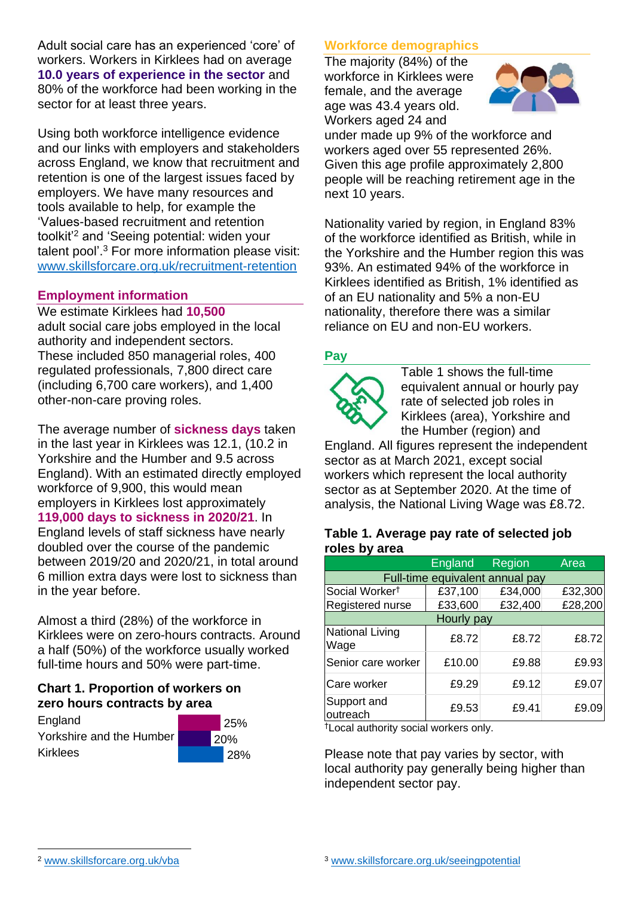Adult social care has an experienced 'core' of workers. Workers in Kirklees had on average **10.0 years of experience in the sector** and 80% of the workforce had been working in the sector for at least three years.

Using both workforce intelligence evidence and our links with employers and stakeholders across England, we know that recruitment and retention is one of the largest issues faced by employers. We have many resources and tools available to help, for example the 'Values-based recruitment and retention toolkit'[2] and 'Seeing potential: widen your talent pool'.[3] For more information please visit: www.skillsforcare.org.uk/recruitment-retention

## Employment information

We estimate Kirklees had **10,500** adult social care jobs employed in the local authority and independent sectors. These included 850 managerial roles, 400 regulated professionals, 7,800 direct care (including 6,700 care workers), and 1,400 other-non-care proving roles.

The average number of **sickness days** taken in the last year in Kirklees was 12.1, (10.2 in Yorkshire and the Humber and 9.5 across England). With an estimated directly employed workforce of 9,900, this would mean employers in Kirklees lost approximately **119,000 days to sickness in 2020/21**. In England levels of staff sickness have nearly doubled over the course of the pandemic between 2019/20 and 2020/21, in total around 6 million extra days were lost to sickness than in the year before.

Almost a third (28%) of the workforce in Kirklees were on zero-hours contracts. Around a half (50%) of the workforce usually worked full-time hours and 50% were part-time.

### Chart 1. Proportion of workers on zero hours contracts by area

| Area | Proportion |
|---|---|
| England | 25% |
| Yorkshire and the Humber | 20% |
| Kirklees | 28% |

## Workforce demographics

The majority (84%) of the workforce in Kirklees were female, and the average age was 43.4 years old. Workers aged 24 and under made up 9% of the workforce and workers aged over 55 represented 26%. Given this age profile approximately 2,800 people will be reaching retirement age in the next 10 years.

Nationality varied by region, in England 83% of the workforce identified as British, while in the Yorkshire and the Humber region this was 93%. An estimated 94% of the workforce in Kirklees identified as British, 1% identified as of an EU nationality and 5% a non-EU nationality, therefore there was a similar reliance on EU and non-EU workers.

## Pay

Table 1 shows the full-time equivalent annual or hourly pay rate of selected job roles in Kirklees (area), Yorkshire and the Humber (region) and England. All figures represent the independent sector as at March 2021, except social workers which represent the local authority sector as at September 2020. At the time of analysis, the National Living Wage was £8.72.

### Table 1. Average pay rate of selected job roles by area

| | England | Region | Area |
|---|---|---|---|
| **Full-time equivalent annual pay** | | | |
| Social Worker† | £37,100 | £34,000 | £32,300 |
| Registered nurse | £33,600 | £32,400 | £28,200 |
| **Hourly pay** | | | |
| National Living Wage | £8.72 | £8.72 | £8.72 |
| Senior care worker | £10.00 | £9.88 | £9.93 |
| Care worker | £9.29 | £9.12 | £9.07 |
| Support and outreach | £9.53 | £9.41 | £9.09 |

†Local authority social workers only.

Please note that pay varies by sector, with local authority pay generally being higher than independent sector pay.

---

[2] www.skillsforcare.org.uk/vba

[3] www.skillsforcare.org.uk/seeingpotential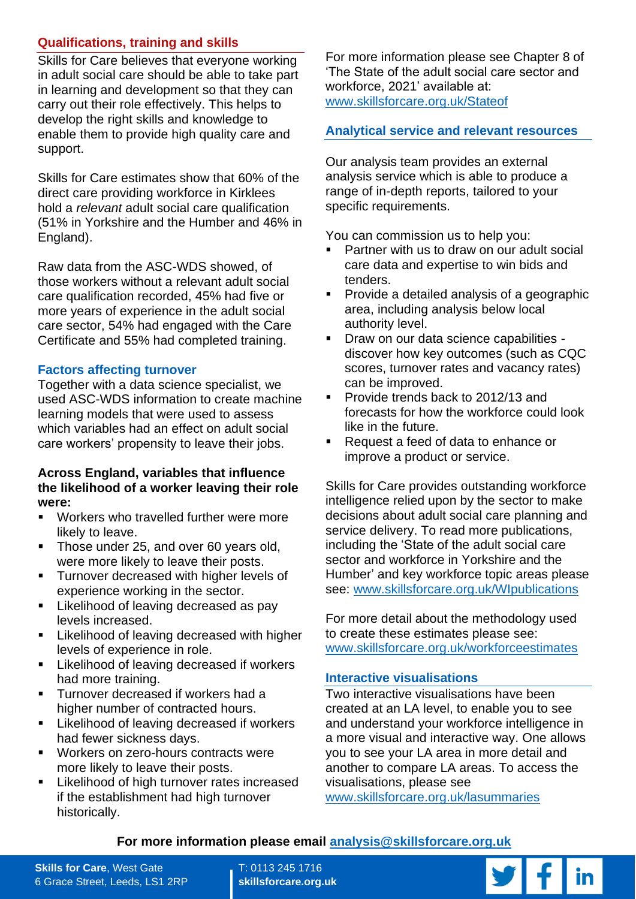## Qualifications, training and skills

Skills for Care believes that everyone working in adult social care should be able to take part in learning and development so that they can carry out their role effectively. This helps to develop the right skills and knowledge to enable them to provide high quality care and support.

Skills for Care estimates show that 60% of the direct care providing workforce in Kirklees hold a *relevant* adult social care qualification (51% in Yorkshire and the Humber and 46% in England).

Raw data from the ASC-WDS showed, of those workers without a relevant adult social care qualification recorded, 45% had five or more years of experience in the adult social care sector, 54% had engaged with the Care Certificate and 55% had completed training.

## Factors affecting turnover

Together with a data science specialist, we used ASC-WDS information to create machine learning models that were used to assess which variables had an effect on adult social care workers' propensity to leave their jobs.

**Across England, variables that influence the likelihood of a worker leaving their role were:**

- Workers who travelled further were more likely to leave.
- Those under 25, and over 60 years old, were more likely to leave their posts.
- Turnover decreased with higher levels of experience working in the sector.
- Likelihood of leaving decreased as pay levels increased.
- Likelihood of leaving decreased with higher levels of experience in role.
- Likelihood of leaving decreased if workers had more training.
- Turnover decreased if workers had a higher number of contracted hours.
- Likelihood of leaving decreased if workers had fewer sickness days.
- Workers on zero-hours contracts were more likely to leave their posts.
- Likelihood of high turnover rates increased if the establishment had high turnover historically.

For more information please see Chapter 8 of 'The State of the adult social care sector and workforce, 2021' available at: www.skillsforcare.org.uk/Stateof

## Analytical service and relevant resources

Our analysis team provides an external analysis service which is able to produce a range of in-depth reports, tailored to your specific requirements.

You can commission us to help you:

- Partner with us to draw on our adult social care data and expertise to win bids and tenders.
- Provide a detailed analysis of a geographic area, including analysis below local authority level.
- Draw on our data science capabilities - discover how key outcomes (such as CQC scores, turnover rates and vacancy rates) can be improved.
- Provide trends back to 2012/13 and forecasts for how the workforce could look like in the future.
- Request a feed of data to enhance or improve a product or service.

Skills for Care provides outstanding workforce intelligence relied upon by the sector to make decisions about adult social care planning and service delivery. To read more publications, including the 'State of the adult social care sector and workforce in Yorkshire and the Humber' and key workforce topic areas please see: www.skillsforcare.org.uk/WIpublications

For more detail about the methodology used to create these estimates please see: www.skillsforcare.org.uk/workforceestimates

## Interactive visualisations

Two interactive visualisations have been created at an LA level, to enable you to see and understand your workforce intelligence in a more visual and interactive way. One allows you to see your LA area in more detail and another to compare LA areas. To access the visualisations, please see www.skillsforcare.org.uk/lasummaries

**For more information please email analysis@skillsforcare.org.uk**

**Skills for Care**, West Gate
6 Grace Street, Leeds, LS1 2RP

T: 0113 245 1716
**skillsforcare.org.uk**